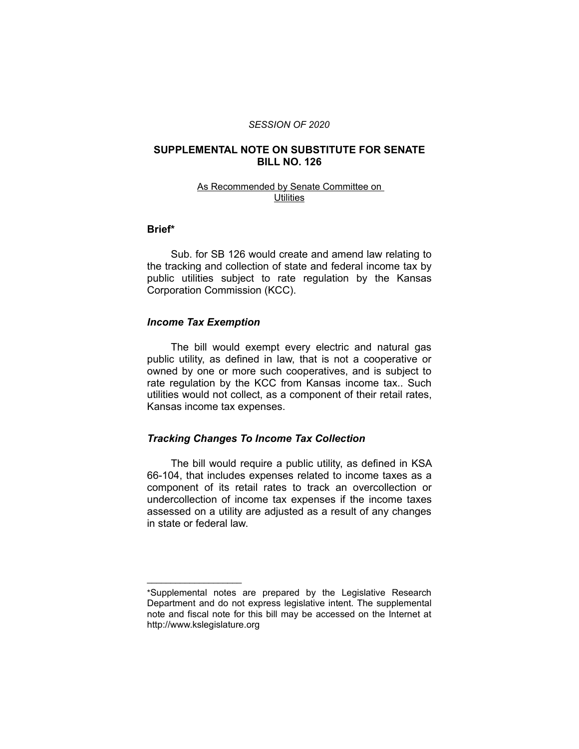*SESSION OF 2020*

## SUPPLEMENTAL NOTE ON SUBSTITUTE FOR SENATE BILL NO. 126

As Recommended by Senate Committee on Utilities

### Brief*

Sub. for SB 126 would create and amend law relating to the tracking and collection of state and federal income tax by public utilities subject to rate regulation by the Kansas Corporation Commission (KCC).

### *Income Tax Exemption*

The bill would exempt every electric and natural gas public utility, as defined in law, that is not a cooperative or owned by one or more such cooperatives, and is subject to rate regulation by the KCC from Kansas income tax.. Such utilities would not collect, as a component of their retail rates, Kansas income tax expenses.

### *Tracking Changes To Income Tax Collection*

The bill would require a public utility, as defined in KSA 66-104, that includes expenses related to income taxes as a component of its retail rates to track an overcollection or undercollection of income tax expenses if the income taxes assessed on a utility are adjusted as a result of any changes in state or federal law.

---

*Supplemental notes are prepared by the Legislative Research Department and do not express legislative intent. The supplemental note and fiscal note for this bill may be accessed on the Internet at http://www.kslegislature.org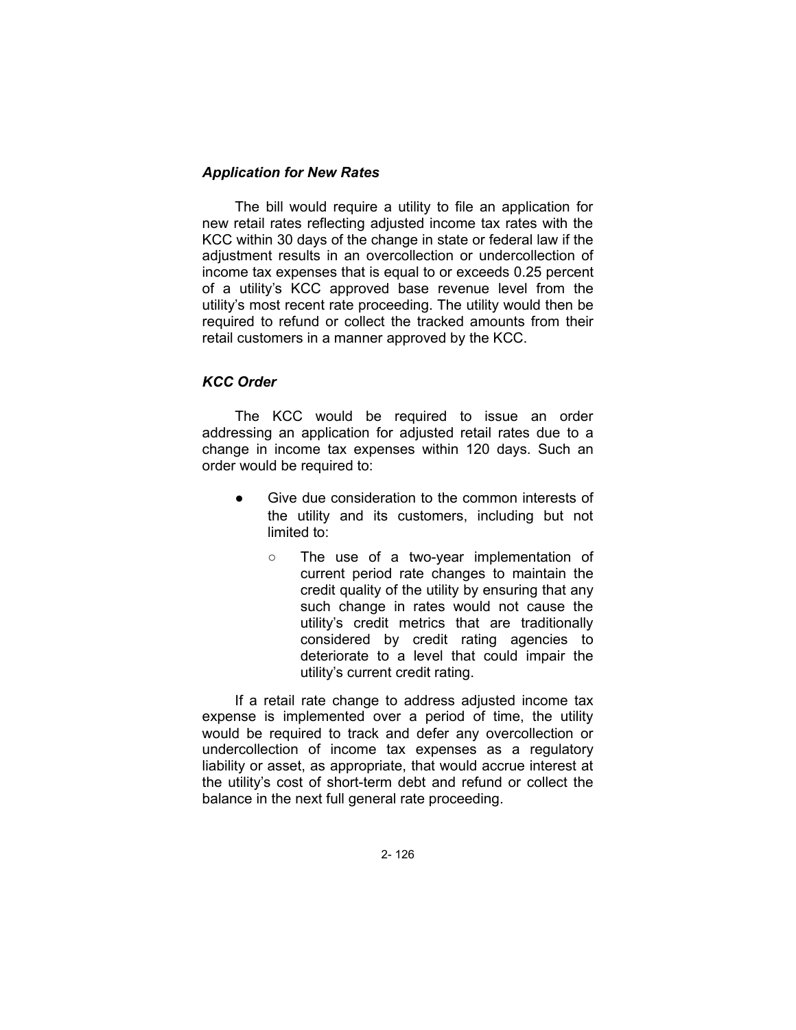### *Application for New Rates*

The bill would require a utility to file an application for new retail rates reflecting adjusted income tax rates with the KCC within 30 days of the change in state or federal law if the adjustment results in an overcollection or undercollection of income tax expenses that is equal to or exceeds 0.25 percent of a utility's KCC approved base revenue level from the utility's most recent rate proceeding. The utility would then be required to refund or collect the tracked amounts from their retail customers in a manner approved by the KCC.

### *KCC Order*

The KCC would be required to issue an order addressing an application for adjusted retail rates due to a change in income tax expenses within 120 days. Such an order would be required to:

- Give due consideration to the common interests of the utility and its customers, including but not limited to:
  - The use of a two-year implementation of current period rate changes to maintain the credit quality of the utility by ensuring that any such change in rates would not cause the utility's credit metrics that are traditionally considered by credit rating agencies to deteriorate to a level that could impair the utility's current credit rating.

If a retail rate change to address adjusted income tax expense is implemented over a period of time, the utility would be required to track and defer any overcollection or undercollection of income tax expenses as a regulatory liability or asset, as appropriate, that would accrue interest at the utility's cost of short-term debt and refund or collect the balance in the next full general rate proceeding.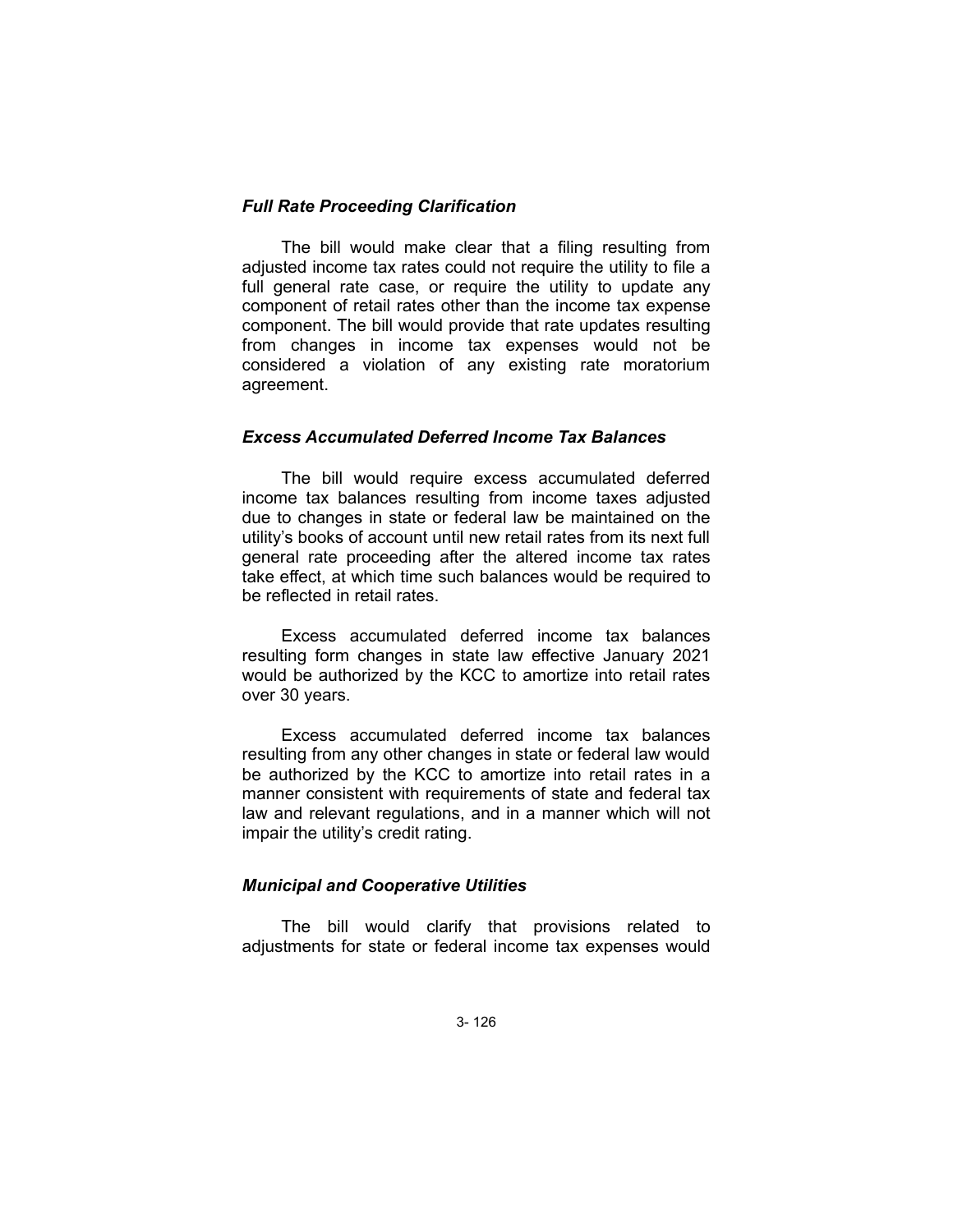### *Full Rate Proceeding Clarification*

The bill would make clear that a filing resulting from adjusted income tax rates could not require the utility to file a full general rate case, or require the utility to update any component of retail rates other than the income tax expense component. The bill would provide that rate updates resulting from changes in income tax expenses would not be considered a violation of any existing rate moratorium agreement.

### *Excess Accumulated Deferred Income Tax Balances*

The bill would require excess accumulated deferred income tax balances resulting from income taxes adjusted due to changes in state or federal law be maintained on the utility's books of account until new retail rates from its next full general rate proceeding after the altered income tax rates take effect, at which time such balances would be required to be reflected in retail rates.

Excess accumulated deferred income tax balances resulting form changes in state law effective January 2021 would be authorized by the KCC to amortize into retail rates over 30 years.

Excess accumulated deferred income tax balances resulting from any other changes in state or federal law would be authorized by the KCC to amortize into retail rates in a manner consistent with requirements of state and federal tax law and relevant regulations, and in a manner which will not impair the utility's credit rating.

### *Municipal and Cooperative Utilities*

The bill would clarify that provisions related to adjustments for state or federal income tax expenses would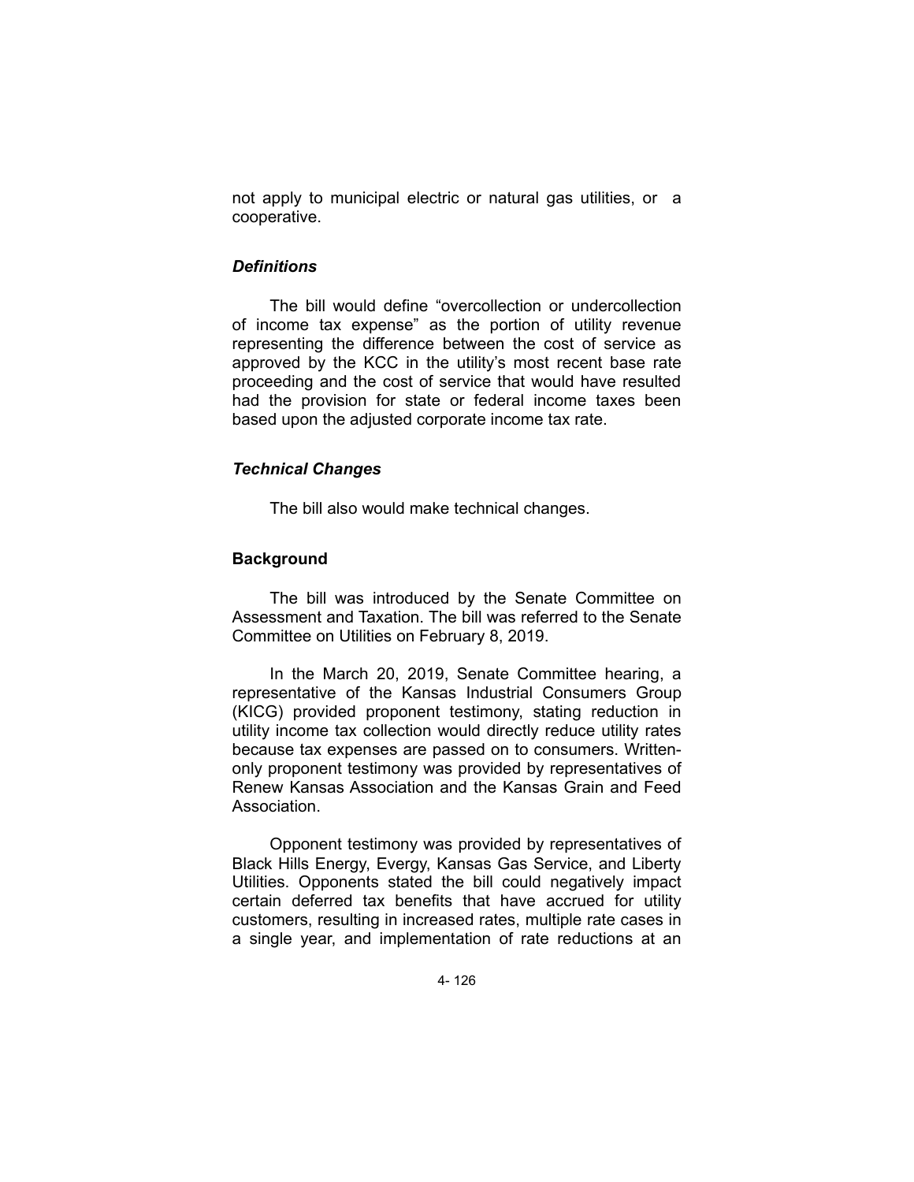not apply to municipal electric or natural gas utilities, or a cooperative.

### *Definitions*

The bill would define "overcollection or undercollection of income tax expense" as the portion of utility revenue representing the difference between the cost of service as approved by the KCC in the utility's most recent base rate proceeding and the cost of service that would have resulted had the provision for state or federal income taxes been based upon the adjusted corporate income tax rate.

### *Technical Changes*

The bill also would make technical changes.

## **Background**

The bill was introduced by the Senate Committee on Assessment and Taxation. The bill was referred to the Senate Committee on Utilities on February 8, 2019.

In the March 20, 2019, Senate Committee hearing, a representative of the Kansas Industrial Consumers Group (KICG) provided proponent testimony, stating reduction in utility income tax collection would directly reduce utility rates because tax expenses are passed on to consumers. Written-only proponent testimony was provided by representatives of Renew Kansas Association and the Kansas Grain and Feed Association.

Opponent testimony was provided by representatives of Black Hills Energy, Evergy, Kansas Gas Service, and Liberty Utilities. Opponents stated the bill could negatively impact certain deferred tax benefits that have accrued for utility customers, resulting in increased rates, multiple rate cases in a single year, and implementation of rate reductions at an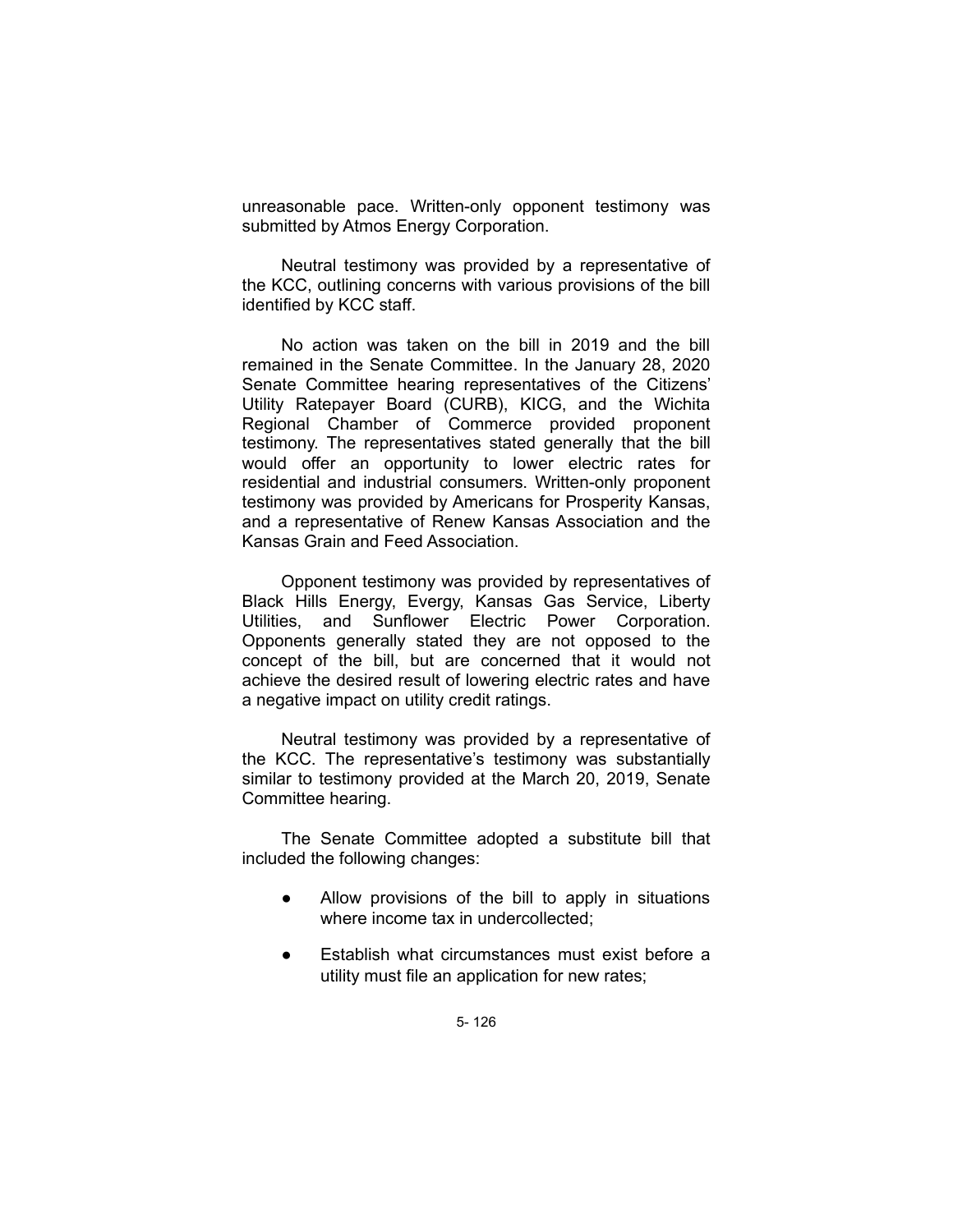unreasonable pace. Written-only opponent testimony was submitted by Atmos Energy Corporation.

Neutral testimony was provided by a representative of the KCC, outlining concerns with various provisions of the bill identified by KCC staff.

No action was taken on the bill in 2019 and the bill remained in the Senate Committee. In the January 28, 2020 Senate Committee hearing representatives of the Citizens' Utility Ratepayer Board (CURB), KICG, and the Wichita Regional Chamber of Commerce provided proponent testimony. The representatives stated generally that the bill would offer an opportunity to lower electric rates for residential and industrial consumers. Written-only proponent testimony was provided by Americans for Prosperity Kansas, and a representative of Renew Kansas Association and the Kansas Grain and Feed Association.

Opponent testimony was provided by representatives of Black Hills Energy, Evergy, Kansas Gas Service, Liberty Utilities, and Sunflower Electric Power Corporation. Opponents generally stated they are not opposed to the concept of the bill, but are concerned that it would not achieve the desired result of lowering electric rates and have a negative impact on utility credit ratings.

Neutral testimony was provided by a representative of the KCC. The representative's testimony was substantially similar to testimony provided at the March 20, 2019, Senate Committee hearing.

The Senate Committee adopted a substitute bill that included the following changes:

- Allow provisions of the bill to apply in situations where income tax in undercollected;
- Establish what circumstances must exist before a utility must file an application for new rates;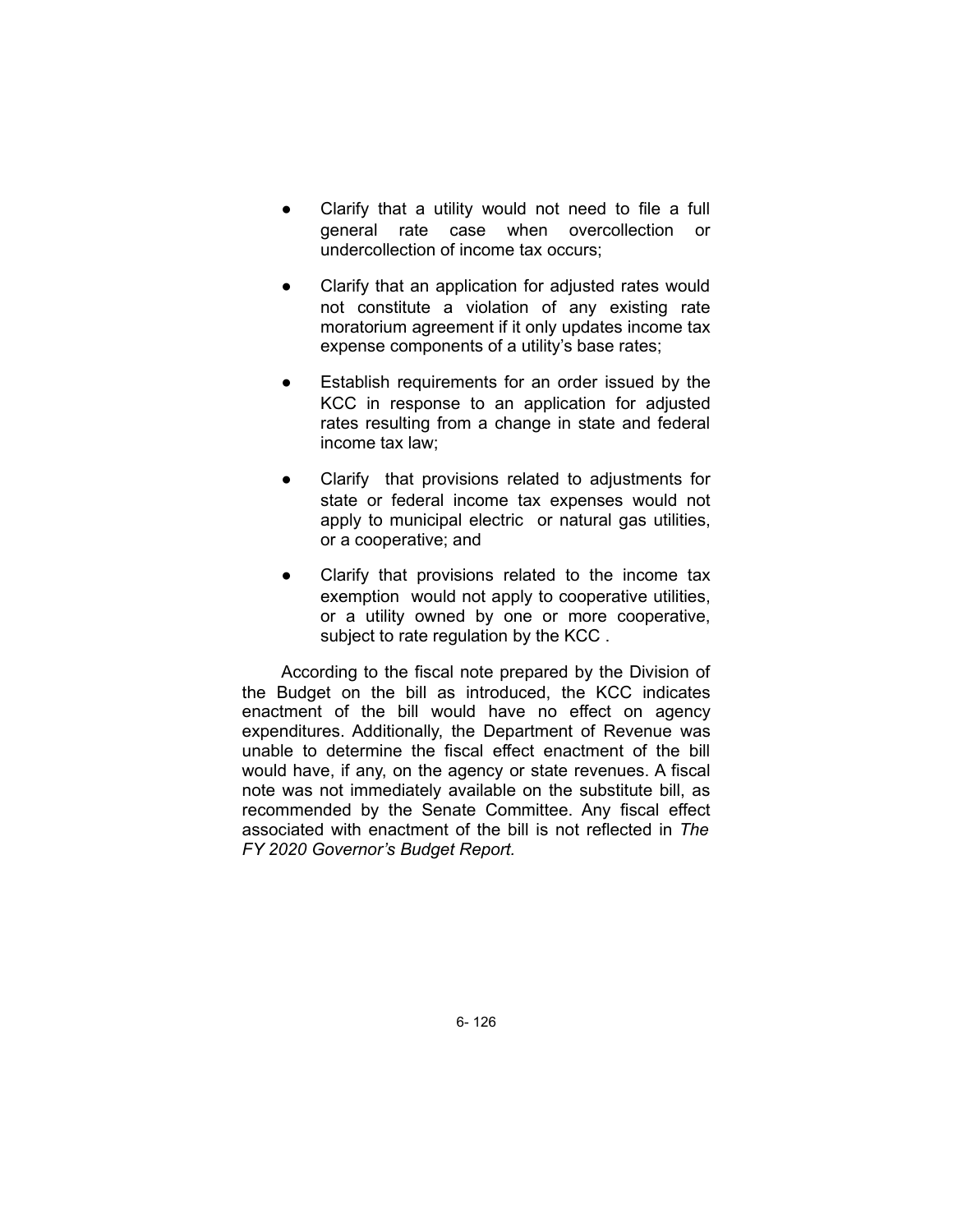- Clarify that a utility would not need to file a full general rate case when overcollection or undercollection of income tax occurs;
- Clarify that an application for adjusted rates would not constitute a violation of any existing rate moratorium agreement if it only updates income tax expense components of a utility's base rates;
- Establish requirements for an order issued by the KCC in response to an application for adjusted rates resulting from a change in state and federal income tax law;
- Clarify that provisions related to adjustments for state or federal income tax expenses would not apply to municipal electric or natural gas utilities, or a cooperative; and
- Clarify that provisions related to the income tax exemption would not apply to cooperative utilities, or a utility owned by one or more cooperative, subject to rate regulation by the KCC .

According to the fiscal note prepared by the Division of the Budget on the bill as introduced, the KCC indicates enactment of the bill would have no effect on agency expenditures. Additionally, the Department of Revenue was unable to determine the fiscal effect enactment of the bill would have, if any, on the agency or state revenues. A fiscal note was not immediately available on the substitute bill, as recommended by the Senate Committee. Any fiscal effect associated with enactment of the bill is not reflected in *The FY 2020 Governor's Budget Report.*